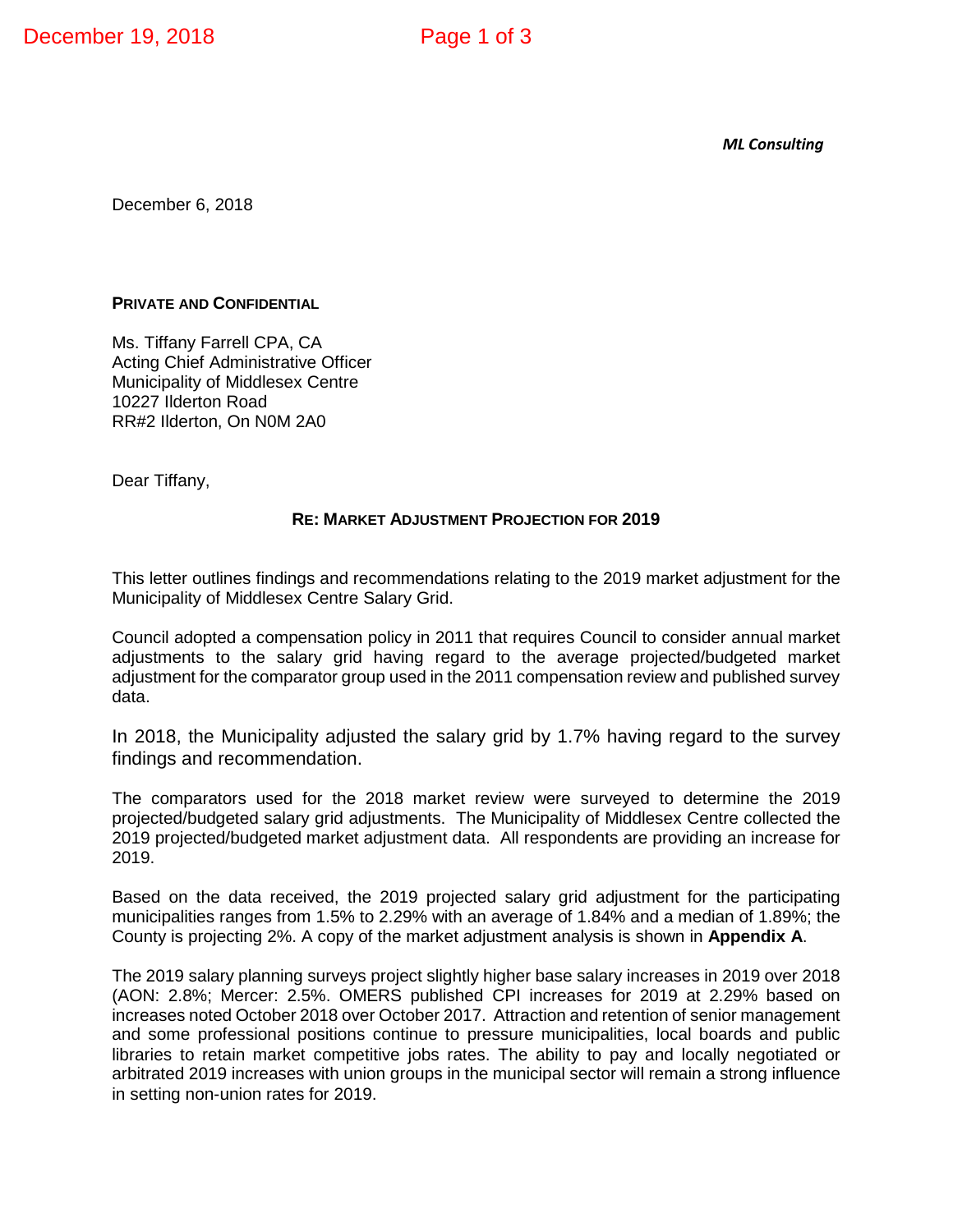*ML Consulting*

December 6, 2018

**PRIVATE AND CONFIDENTIAL**

Ms. Tiffany Farrell CPA, CA
Acting Chief Administrative Officer
Municipality of Middlesex Centre
10227 Ilderton Road
RR#2 Ilderton, On N0M 2A0

Dear Tiffany,

**RE: MARKET ADJUSTMENT PROJECTION FOR 2019**

This letter outlines findings and recommendations relating to the 2019 market adjustment for the Municipality of Middlesex Centre Salary Grid.

Council adopted a compensation policy in 2011 that requires Council to consider annual market adjustments to the salary grid having regard to the average projected/budgeted market adjustment for the comparator group used in the 2011 compensation review and published survey data.

In 2018, the Municipality adjusted the salary grid by 1.7% having regard to the survey findings and recommendation.

The comparators used for the 2018 market review were surveyed to determine the 2019 projected/budgeted salary grid adjustments. The Municipality of Middlesex Centre collected the 2019 projected/budgeted market adjustment data. All respondents are providing an increase for 2019.

Based on the data received, the 2019 projected salary grid adjustment for the participating municipalities ranges from 1.5% to 2.29% with an average of 1.84% and a median of 1.89%; the County is projecting 2%. A copy of the market adjustment analysis is shown in **Appendix A**.

The 2019 salary planning surveys project slightly higher base salary increases in 2019 over 2018 (AON: 2.8%; Mercer: 2.5%. OMERS published CPI increases for 2019 at 2.29% based on increases noted October 2018 over October 2017. Attraction and retention of senior management and some professional positions continue to pressure municipalities, local boards and public libraries to retain market competitive jobs rates. The ability to pay and locally negotiated or arbitrated 2019 increases with union groups in the municipal sector will remain a strong influence in setting non-union rates for 2019.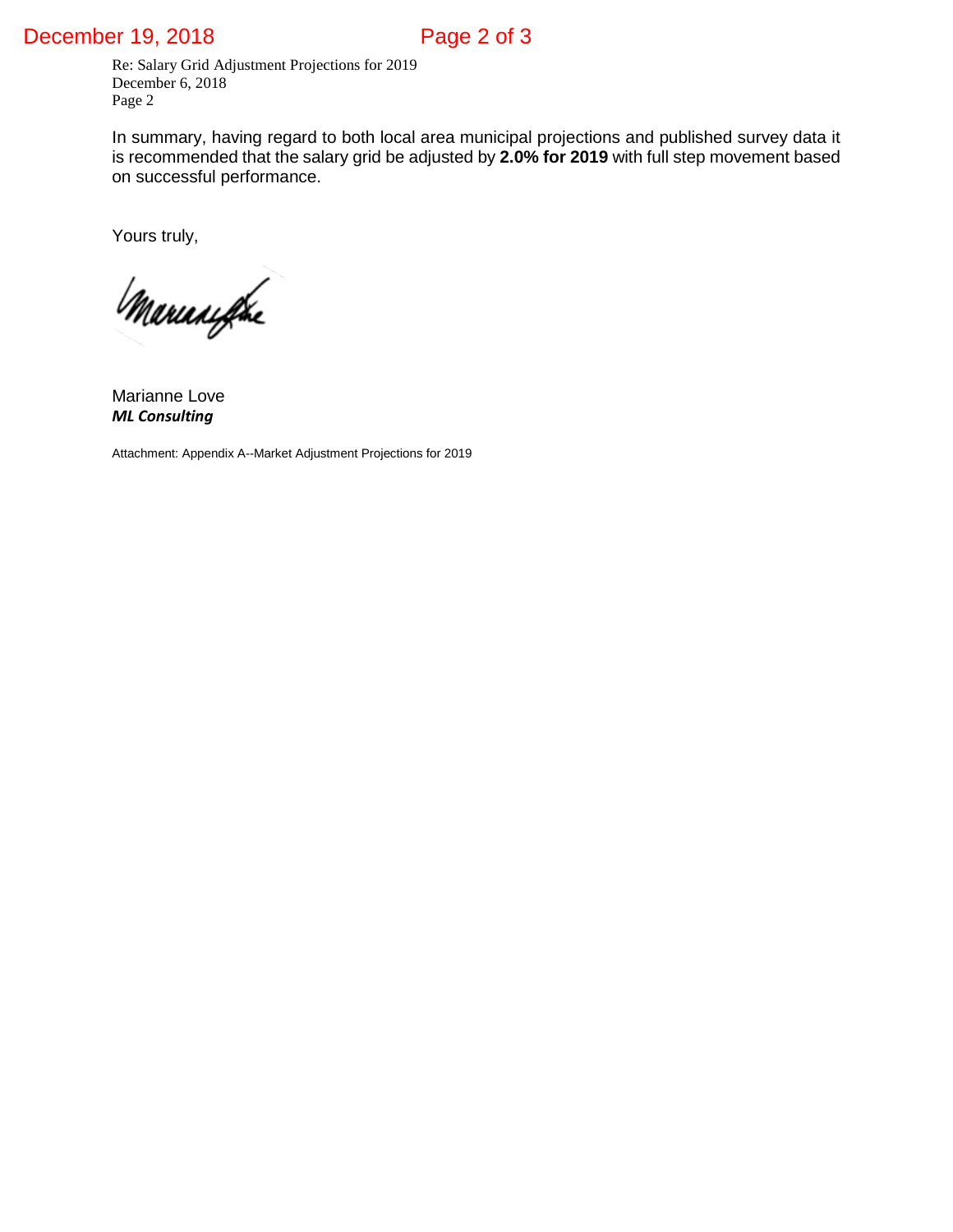Re: Salary Grid Adjustment Projections for 2019
December 6, 2018
Page 2

In summary, having regard to both local area municipal projections and published survey data it is recommended that the salary grid be adjusted by **2.0% for 2019** with full step movement based on successful performance.

Yours truly,

Marianne Love
***ML Consulting***

Attachment: Appendix A--Market Adjustment Projections for 2019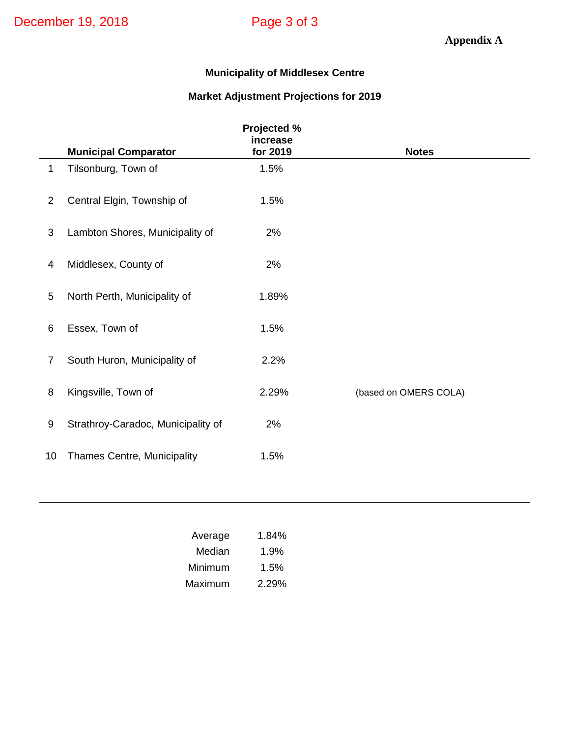**Appendix A**

## Municipality of Middlesex Centre

### Market Adjustment Projections for 2019

| | Municipal Comparator | Projected % increase for 2019 | Notes |
|---|---|---|---|
| 1 | Tilsonburg, Town of | 1.5% | |
| 2 | Central Elgin, Township of | 1.5% | |
| 3 | Lambton Shores, Municipality of | 2% | |
| 4 | Middlesex, County of | 2% | |
| 5 | North Perth, Municipality of | 1.89% | |
| 6 | Essex, Town of | 1.5% | |
| 7 | South Huron, Municipality of | 2.2% | |
| 8 | Kingsville, Town of | 2.29% | (based on OMERS COLA) |
| 9 | Strathroy-Caradoc, Municipality of | 2% | |
| 10 | Thames Centre, Municipality | 1.5% | |

| | |
|---|---|
| Average | 1.84% |
| Median | 1.9% |
| Minimum | 1.5% |
| Maximum | 2.29% |